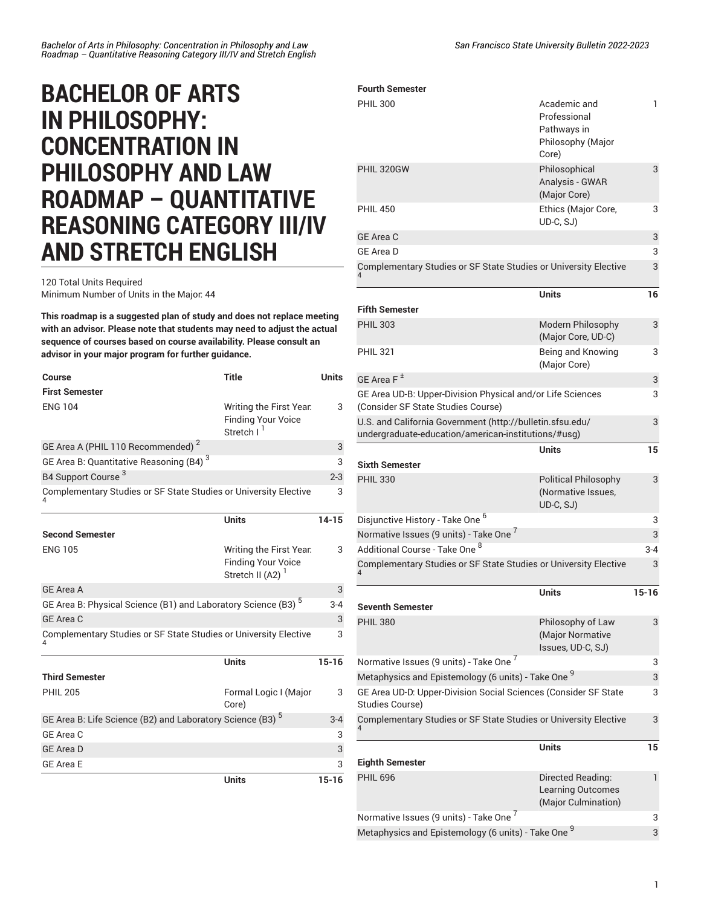# BACHELOR OF ARTS IN PHILOSOPHY: CONCENTRATION IN PHILOSOPHY AND LAW ROADMAP – QUANTITATIVE REASONING CATEGORY III/IV AND STRETCH ENGLISH

120 Total Units Required
Minimum Number of Units in the Major: 44

**This roadmap is a suggested plan of study and does not replace meeting with an advisor. Please note that students may need to adjust the actual sequence of courses based on course availability. Please consult an advisor in your major program for further guidance.**

| Course | Title | Units |
| --- | --- | --- |
| **First Semester** | | |
| ENG 104 | Writing the First Year: Finding Your Voice Stretch I [1] | 3 |
| GE Area A (PHIL 110 Recommended) [2] | | 3 |
| GE Area B: Quantitative Reasoning (B4) [3] | | 3 |
| B4 Support Course [3] | | 2-3 |
| Complementary Studies or SF State Studies or University Elective [4] | | 3 |
| | **Units** | **14-15** |
| **Second Semester** | | |
| ENG 105 | Writing the First Year: Finding Your Voice Stretch II (A2) [1] | 3 |
| GE Area A | | 3 |
| GE Area B: Physical Science (B1) and Laboratory Science (B3) [5] | | 3-4 |
| GE Area C | | 3 |
| Complementary Studies or SF State Studies or University Elective [4] | | 3 |
| | **Units** | **15-16** |
| **Third Semester** | | |
| PHIL 205 | Formal Logic I (Major Core) | 3 |
| GE Area B: Life Science (B2) and Laboratory Science (B3) [5] | | 3-4 |
| GE Area C | | 3 |
| GE Area D | | 3 |
| GE Area E | | 3 |
| | **Units** | **15-16** |
| **Fourth Semester** | | |
| PHIL 300 | Academic and Professional Pathways in Philosophy (Major Core) | 1 |
| PHIL 320GW | Philosophical Analysis - GWAR (Major Core) | 3 |
| PHIL 450 | Ethics (Major Core, UD-C, SJ) | 3 |
| GE Area C | | 3 |
| GE Area D | | 3 |
| Complementary Studies or SF State Studies or University Elective [4] | | 3 |
| | **Units** | **16** |
| **Fifth Semester** | | |
| PHIL 303 | Modern Philosophy (Major Core, UD-C) | 3 |
| PHIL 321 | Being and Knowing (Major Core) | 3 |
| GE Area F [±] | | 3 |
| GE Area UD-B: Upper-Division Physical and/or Life Sciences (Consider SF State Studies Course) | | 3 |
| U.S. and California Government (http://bulletin.sfsu.edu/undergraduate-education/american-institutions/#usg) | | 3 |
| | **Units** | **15** |
| **Sixth Semester** | | |
| PHIL 330 | Political Philosophy (Normative Issues, UD-C, SJ) | 3 |
| Disjunctive History - Take One [6] | | 3 |
| Normative Issues (9 units) - Take One [7] | | 3 |
| Additional Course - Take One [8] | | 3-4 |
| Complementary Studies or SF State Studies or University Elective [4] | | 3 |
| | **Units** | **15-16** |
| **Seventh Semester** | | |
| PHIL 380 | Philosophy of Law (Major Normative Issues, UD-C, SJ) | 3 |
| Normative Issues (9 units) - Take One [7] | | 3 |
| Metaphysics and Epistemology (6 units) - Take One [9] | | 3 |
| GE Area UD-D: Upper-Division Social Sciences (Consider SF State Studies Course) | | 3 |
| Complementary Studies or SF State Studies or University Elective [4] | | 3 |
| | **Units** | **15** |
| **Eighth Semester** | | |
| PHIL 696 | Directed Reading: Learning Outcomes (Major Culmination) | 1 |
| Normative Issues (9 units) - Take One [7] | | 3 |
| Metaphysics and Epistemology (6 units) - Take One [9] | | 3 |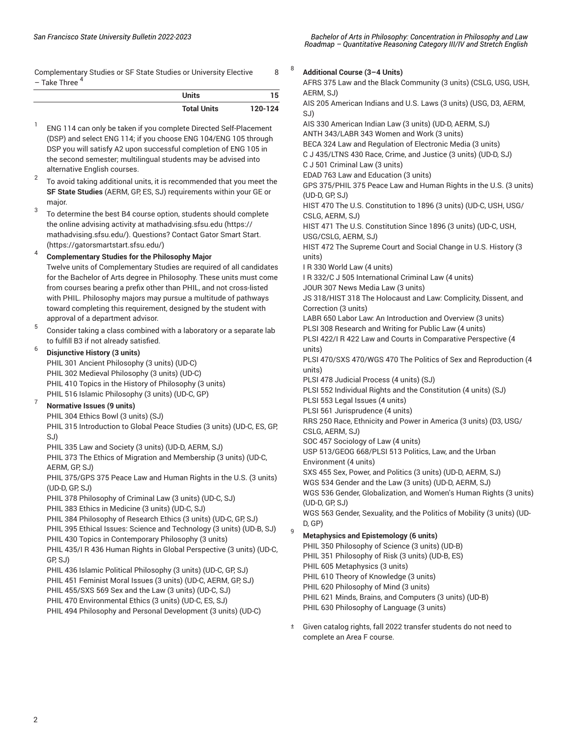| | |
|---|---|
| Complementary Studies or SF State Studies or University Elective – Take Three [4] | 8 |
| **Units** | **15** |
| **Total Units** | **120-124** |

[1] ENG 114 can only be taken if you complete Directed Self-Placement (DSP) and select ENG 114; if you choose ENG 104/ENG 105 through DSP you will satisfy A2 upon successful completion of ENG 105 in the second semester; multilingual students may be advised into alternative English courses.

[2] To avoid taking additional units, it is recommended that you meet the **SF State Studies** (AERM, GP, ES, SJ) requirements within your GE or major.

[3] To determine the best B4 course option, students should complete the online advising activity at mathadvising.sfsu.edu (https://mathadvising.sfsu.edu/). Questions? Contact Gator Smart Start. (https://gatorsmartstart.sfsu.edu/)

[4] **Complementary Studies for the Philosophy Major**

Twelve units of Complementary Studies are required of all candidates for the Bachelor of Arts degree in Philosophy. These units must come from courses bearing a prefix other than PHIL, and not cross-listed with PHIL. Philosophy majors may pursue a multitude of pathways toward completing this requirement, designed by the student with approval of a department advisor.

[5] Consider taking a class combined with a laboratory or a separate lab to fulfill B3 if not already satisfied.

[6] **Disjunctive History (3 units)**

PHIL 301 Ancient Philosophy (3 units) (UD-C)
PHIL 302 Medieval Philosophy (3 units) (UD-C)
PHIL 410 Topics in the History of Philosophy (3 units)
PHIL 516 Islamic Philosophy (3 units) (UD-C, GP)

[7] **Normative Issues (9 units)**

PHIL 304 Ethics Bowl (3 units) (SJ)
PHIL 315 Introduction to Global Peace Studies (3 units) (UD-C, ES, GP, SJ)
PHIL 335 Law and Society (3 units) (UD-D, AERM, SJ)
PHIL 373 The Ethics of Migration and Membership (3 units) (UD-C, AERM, GP, SJ)
PHIL 375/GPS 375 Peace Law and Human Rights in the U.S. (3 units) (UD-D, GP, SJ)
PHIL 378 Philosophy of Criminal Law (3 units) (UD-C, SJ)
PHIL 383 Ethics in Medicine (3 units) (UD-C, SJ)
PHIL 384 Philosophy of Research Ethics (3 units) (UD-C, GP, SJ)
PHIL 395 Ethical Issues: Science and Technology (3 units) (UD-B, SJ)
PHIL 430 Topics in Contemporary Philosophy (3 units)
PHIL 435/I R 436 Human Rights in Global Perspective (3 units) (UD-C, GP, SJ)
PHIL 436 Islamic Political Philosophy (3 units) (UD-C, GP, SJ)
PHIL 451 Feminist Moral Issues (3 units) (UD-C, AERM, GP, SJ)
PHIL 455/SXS 569 Sex and the Law (3 units) (UD-C, SJ)
PHIL 470 Environmental Ethics (3 units) (UD-C, ES, SJ)
PHIL 494 Philosophy and Personal Development (3 units) (UD-C)

[8] **Additional Course (3–4 Units)**

AFRS 375 Law and the Black Community (3 units) (CSLG, USG, USH, AERM, SJ)
AIS 205 American Indians and U.S. Laws (3 units) (USG, D3, AERM, SJ)
AIS 330 American Indian Law (3 units) (UD-D, AERM, SJ)
ANTH 343/LABR 343 Women and Work (3 units)
BECA 324 Law and Regulation of Electronic Media (3 units)
C J 435/LTNS 430 Race, Crime, and Justice (3 units) (UD-D, SJ)
C J 501 Criminal Law (3 units)
EDAD 763 Law and Education (3 units)
GPS 375/PHIL 375 Peace Law and Human Rights in the U.S. (3 units) (UD-D, GP, SJ)
HIST 470 The U.S. Constitution to 1896 (3 units) (UD-C, USH, USG/CSLG, AERM, SJ)
HIST 471 The U.S. Constitution Since 1896 (3 units) (UD-C, USH, USG/CSLG, AERM, SJ)
HIST 472 The Supreme Court and Social Change in U.S. History (3 units)
I R 330 World Law (4 units)
I R 332/C J 505 International Criminal Law (4 units)
JOUR 307 News Media Law (3 units)
JS 318/HIST 318 The Holocaust and Law: Complicity, Dissent, and Correction (3 units)
LABR 650 Labor Law: An Introduction and Overview (3 units)
PLSI 308 Research and Writing for Public Law (4 units)
PLSI 422/I R 422 Law and Courts in Comparative Perspective (4 units)
PLSI 470/SXS 470/WGS 470 The Politics of Sex and Reproduction (4 units)
PLSI 478 Judicial Process (4 units) (SJ)
PLSI 552 Individual Rights and the Constitution (4 units) (SJ)
PLSI 553 Legal Issues (4 units)
PLSI 561 Jurisprudence (4 units)
RRS 250 Race, Ethnicity and Power in America (3 units) (D3, USG/CSLG, AERM, SJ)
SOC 457 Sociology of Law (4 units)
USP 513/GEOG 668/PLSI 513 Politics, Law, and the Urban Environment (4 units)
SXS 455 Sex, Power, and Politics (3 units) (UD-D, AERM, SJ)
WGS 534 Gender and the Law (3 units) (UD-D, AERM, SJ)
WGS 536 Gender, Globalization, and Women's Human Rights (3 units) (UD-D, GP, SJ)
WGS 563 Gender, Sexuality, and the Politics of Mobility (3 units) (UD-D, GP)

[9] **Metaphysics and Epistemology (6 units)**

PHIL 350 Philosophy of Science (3 units) (UD-B)
PHIL 351 Philosophy of Risk (3 units) (UD-B, ES)
PHIL 605 Metaphysics (3 units)
PHIL 610 Theory of Knowledge (3 units)
PHIL 620 Philosophy of Mind (3 units)
PHIL 621 Minds, Brains, and Computers (3 units) (UD-B)
PHIL 630 Philosophy of Language (3 units)

± Given catalog rights, fall 2022 transfer students do not need to complete an Area F course.